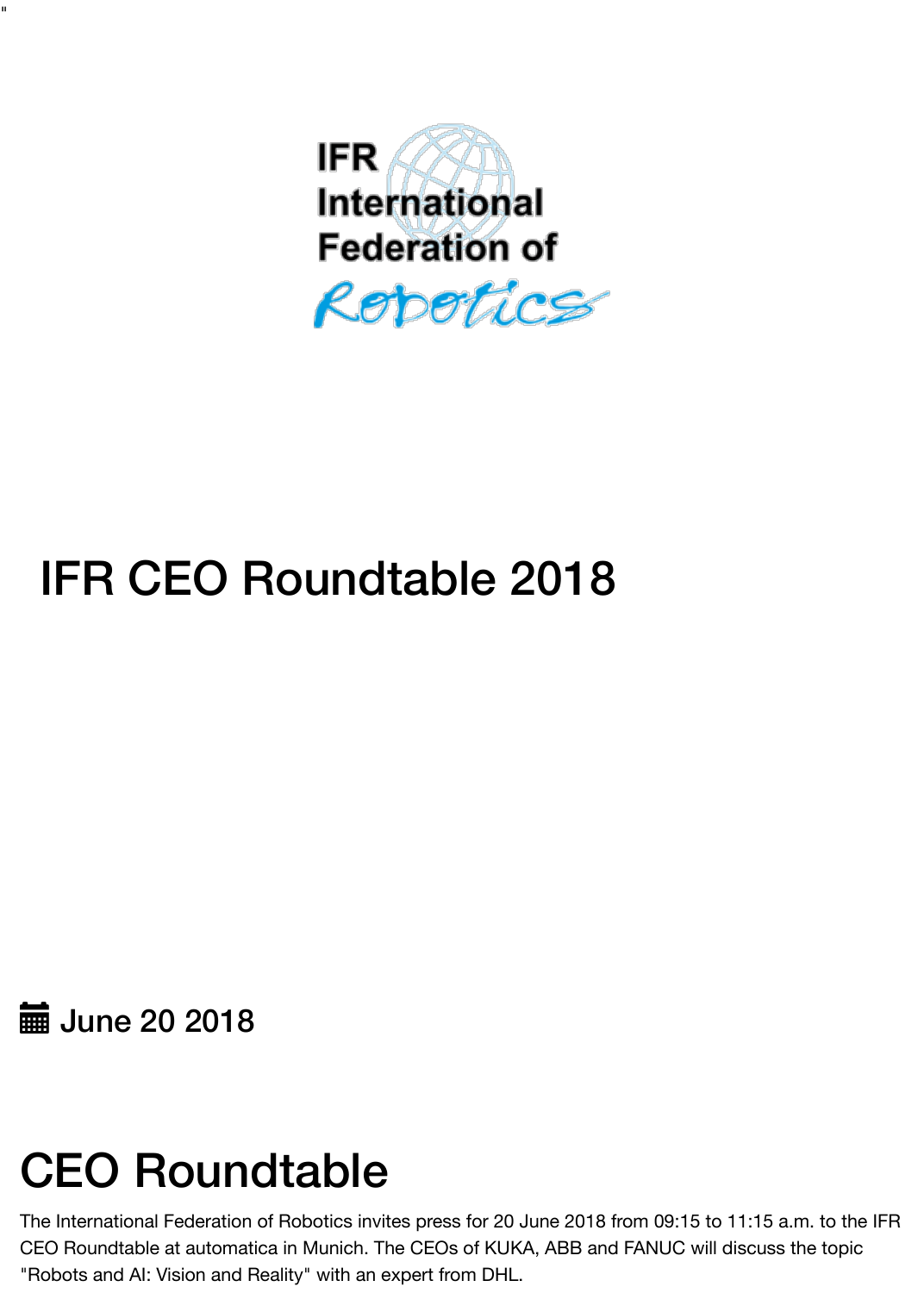IFR International Federation of Robotics

# IFR CEO Roundtable 2018

June 20 2018

# CEO Roundtable

The International Federation of Robotics invites press for 20 June 2018 from 09:15 to 11:15 a.m. to the IFR CEO Roundtable at automatica in Munich. The CEOs of KUKA, ABB and FANUC will discuss the topic "Robots and AI: Vision and Reality" with an expert from DHL.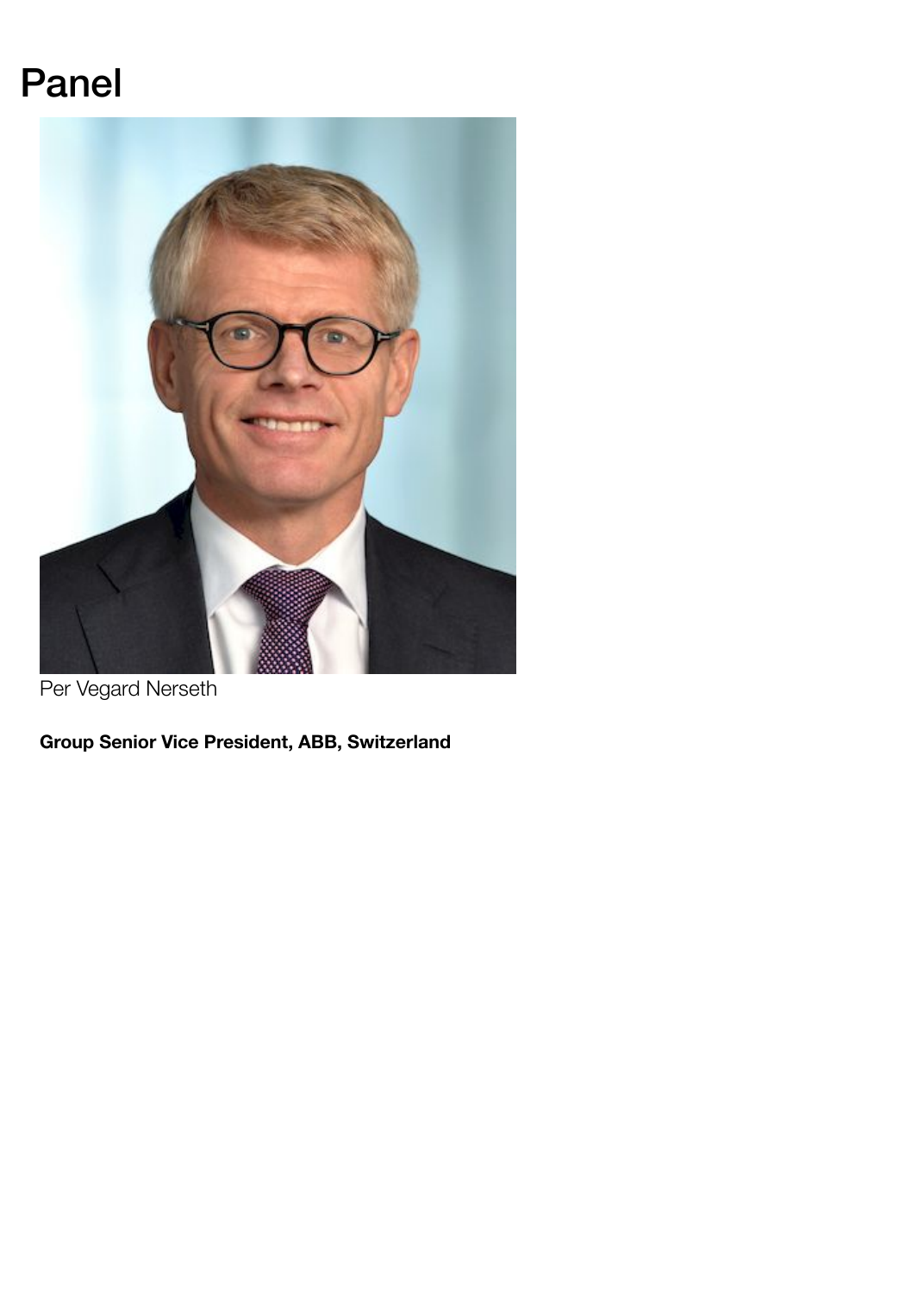# Panel

Per Vegard Nerseth

**Group Senior Vice President, ABB, Switzerland**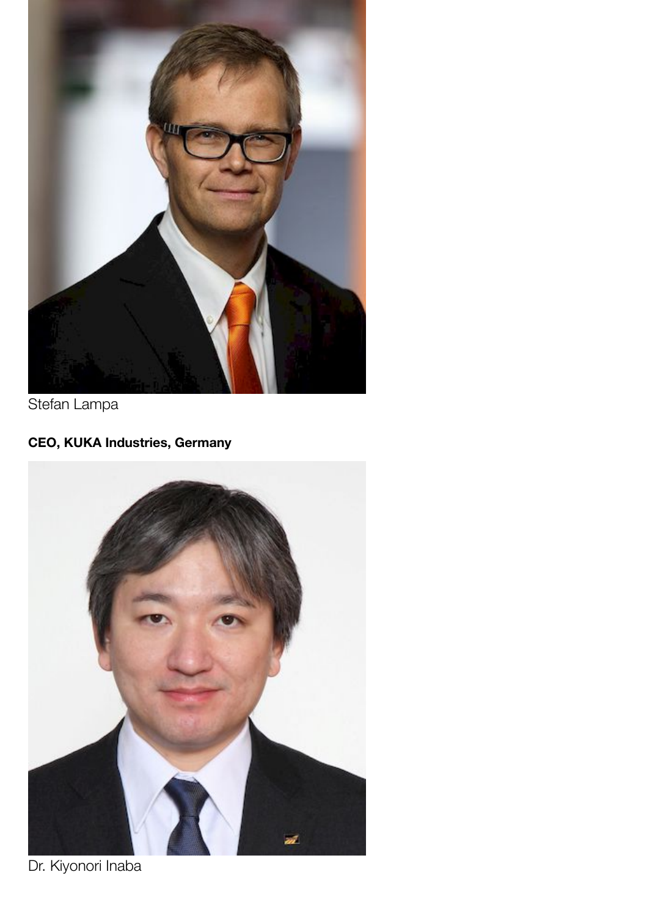Stefan Lampa

**CEO, KUKA Industries, Germany**

Dr. Kiyonori Inaba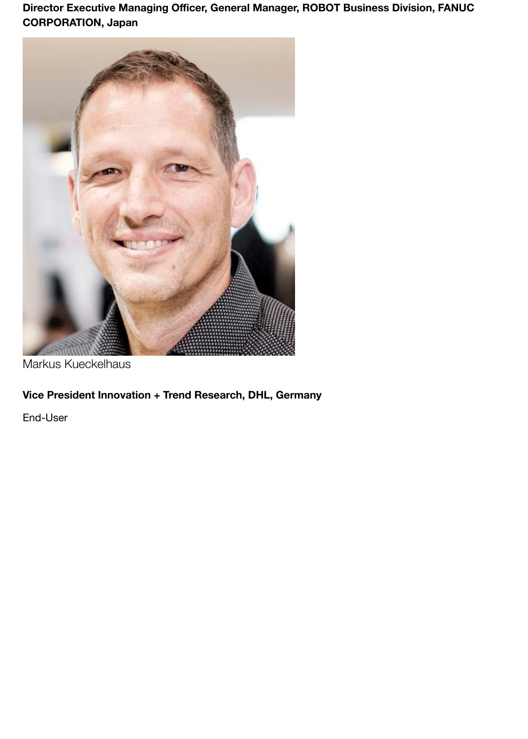**Director Executive Managing Officer, General Manager, ROBOT Business Division, FANUC CORPORATION, Japan**

Markus Kueckelhaus

**Vice President Innovation + Trend Research, DHL, Germany**

End-User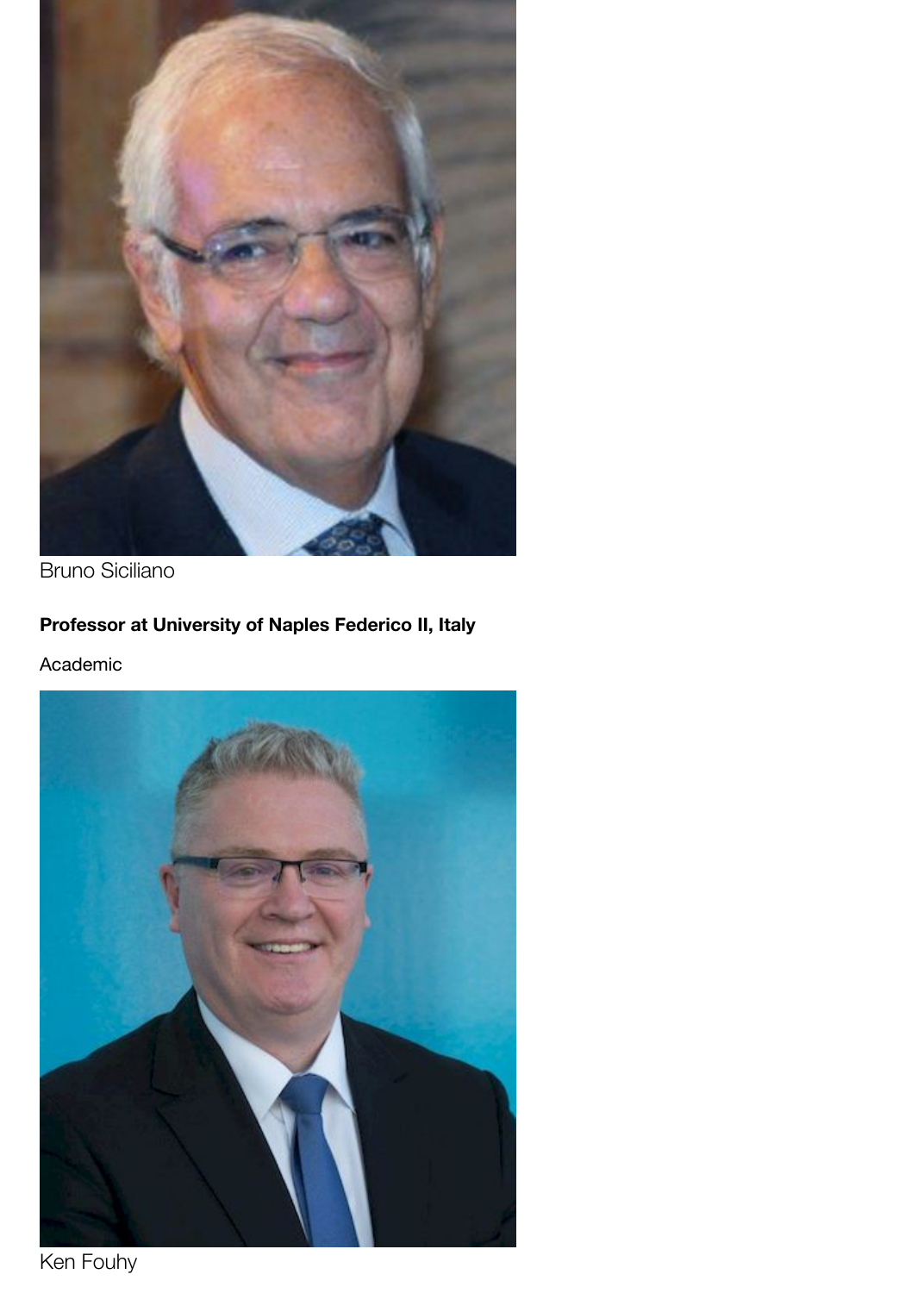Bruno Siciliano

**Professor at University of Naples Federico II, Italy**

Academic

Ken Fouhy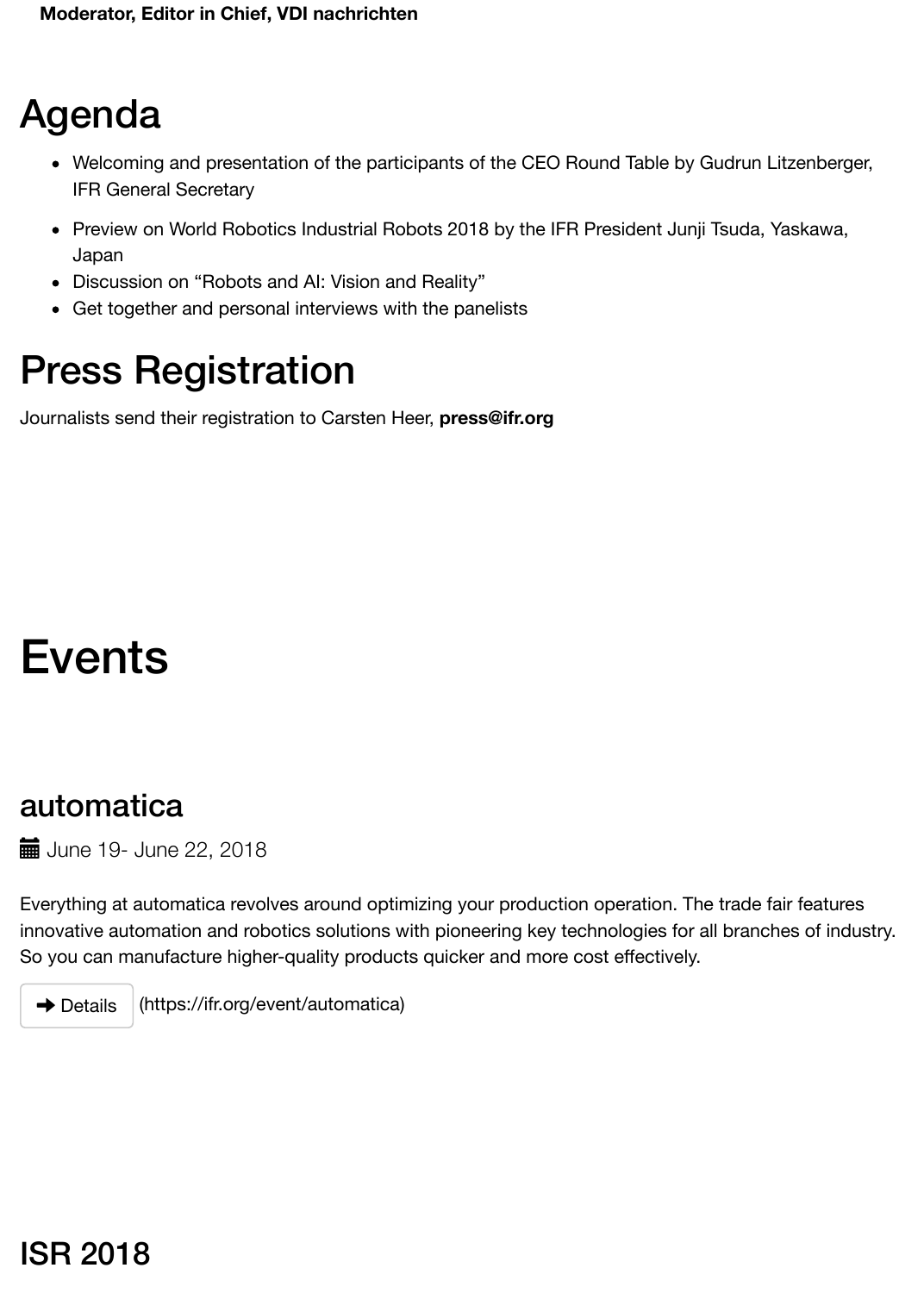**Moderator, Editor in Chief, VDI nachrichten**

# Agenda

- Welcoming and presentation of the participants of the CEO Round Table by Gudrun Litzenberger, IFR General Secretary
- Preview on World Robotics Industrial Robots 2018 by the IFR President Junji Tsuda, Yaskawa, Japan
- Discussion on "Robots and AI: Vision and Reality"
- Get together and personal interviews with the panelists

# Press Registration

Journalists send their registration to Carsten Heer, **press@ifr.org**

# Events

## automatica

June 19- June 22, 2018

Everything at automatica revolves around optimizing your production operation. The trade fair features innovative automation and robotics solutions with pioneering key technologies for all branches of industry. So you can manufacture higher-quality products quicker and more cost effectively.

➜ Details (https://ifr.org/event/automatica)

## ISR 2018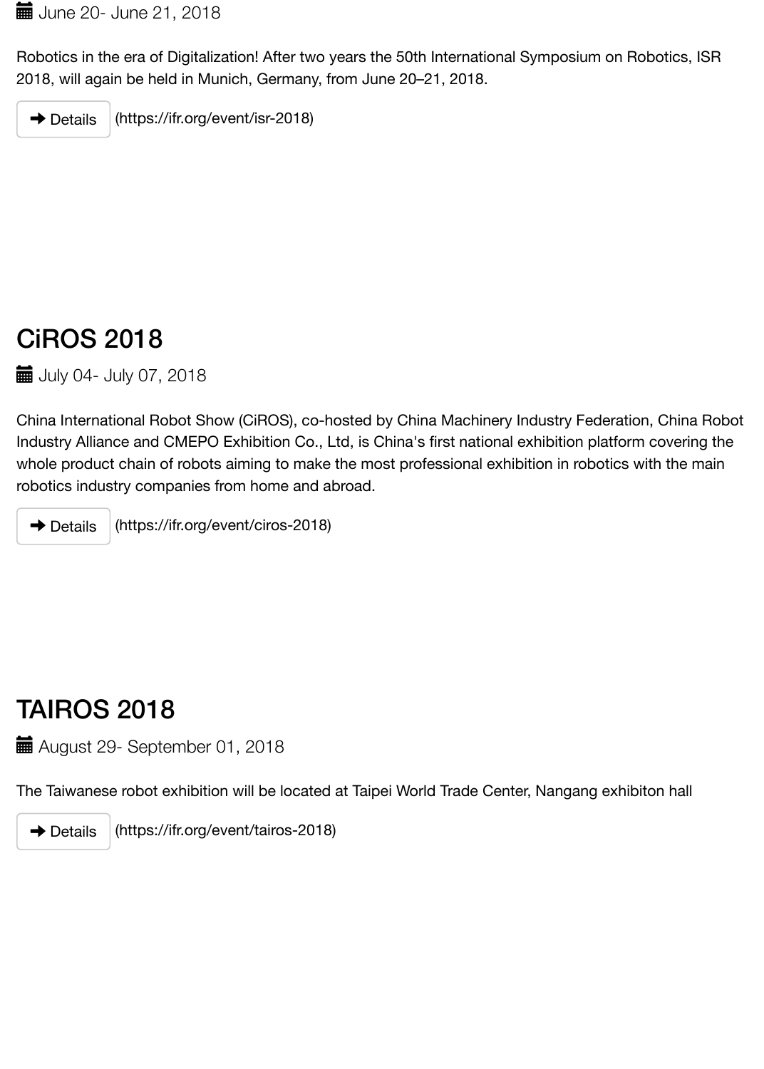June 20- June 21, 2018

Robotics in the era of Digitalization! After two years the 50th International Symposium on Robotics, ISR 2018, will again be held in Munich, Germany, from June 20–21, 2018.

➜ Details (https://ifr.org/event/isr-2018)

## CiROS 2018

July 04- July 07, 2018

China International Robot Show (CiROS), co-hosted by China Machinery Industry Federation, China Robot Industry Alliance and CMEPO Exhibition Co., Ltd, is China's first national exhibition platform covering the whole product chain of robots aiming to make the most professional exhibition in robotics with the main robotics industry companies from home and abroad.

➜ Details (https://ifr.org/event/ciros-2018)

## TAIROS 2018

August 29- September 01, 2018

The Taiwanese robot exhibition will be located at Taipei World Trade Center, Nangang exhibiton hall

➜ Details (https://ifr.org/event/tairos-2018)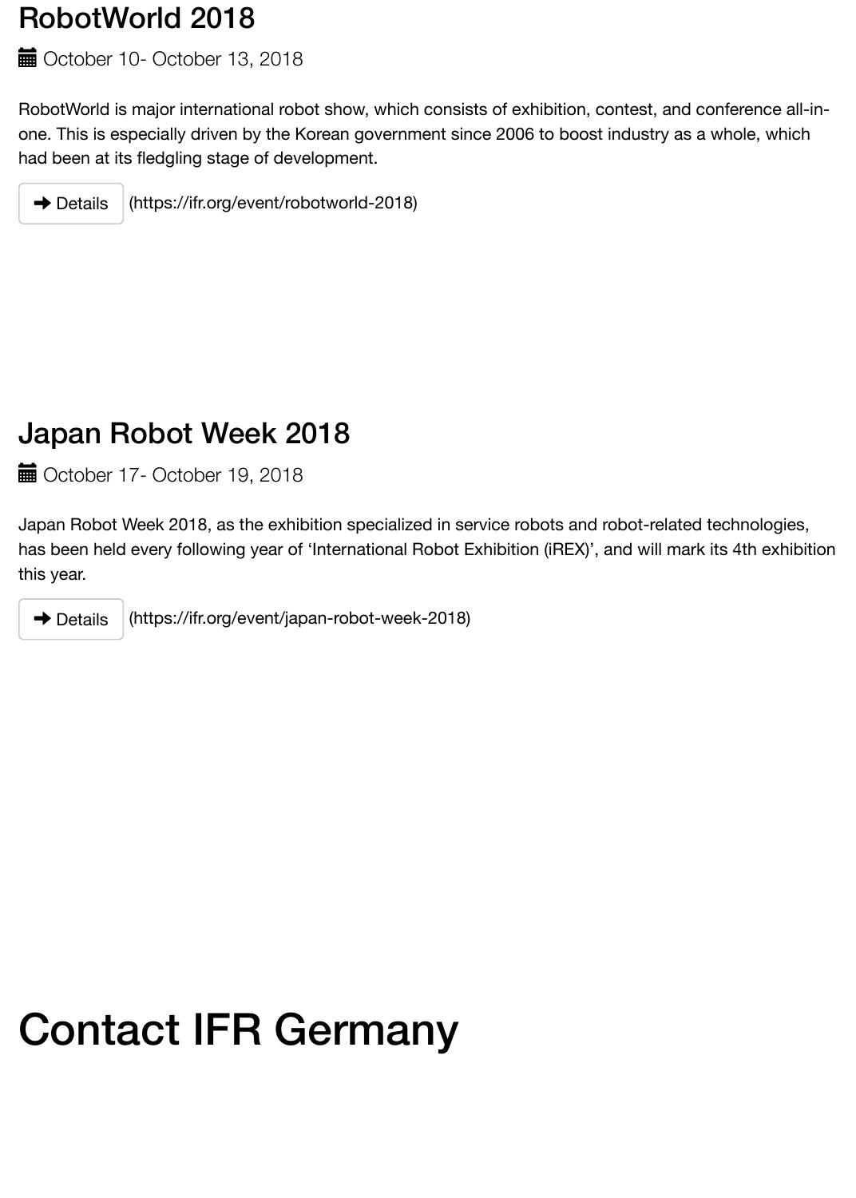## RobotWorld 2018

October 10- October 13, 2018

RobotWorld is major international robot show, which consists of exhibition, contest, and conference all-in-one. This is especially driven by the Korean government since 2006 to boost industry as a whole, which had been at its fledgling stage of development.

➜ Details (https://ifr.org/event/robotworld-2018)

## Japan Robot Week 2018

October 17- October 19, 2018

Japan Robot Week 2018, as the exhibition specialized in service robots and robot-related technologies, has been held every following year of ‘International Robot Exhibition (iREX)’, and will mark its 4th exhibition this year.

➜ Details (https://ifr.org/event/japan-robot-week-2018)

# Contact IFR Germany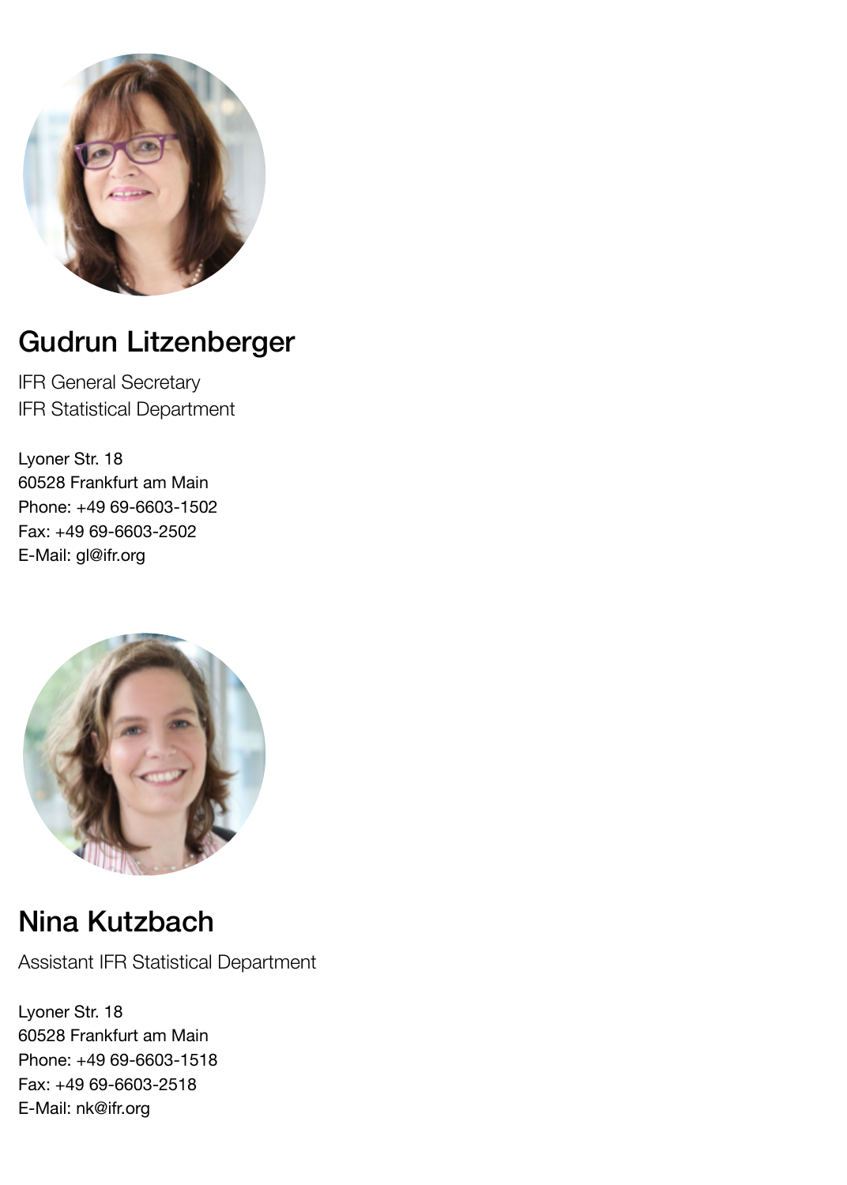## Gudrun Litzenberger

IFR General Secretary
IFR Statistical Department

Lyoner Str. 18
60528 Frankfurt am Main
Phone: +49 69-6603-1502
Fax: +49 69-6603-2502
E-Mail: gl@ifr.org

## Nina Kutzbach

Assistant IFR Statistical Department

Lyoner Str. 18
60528 Frankfurt am Main
Phone: +49 69-6603-1518
Fax: +49 69-6603-2518
E-Mail: nk@ifr.org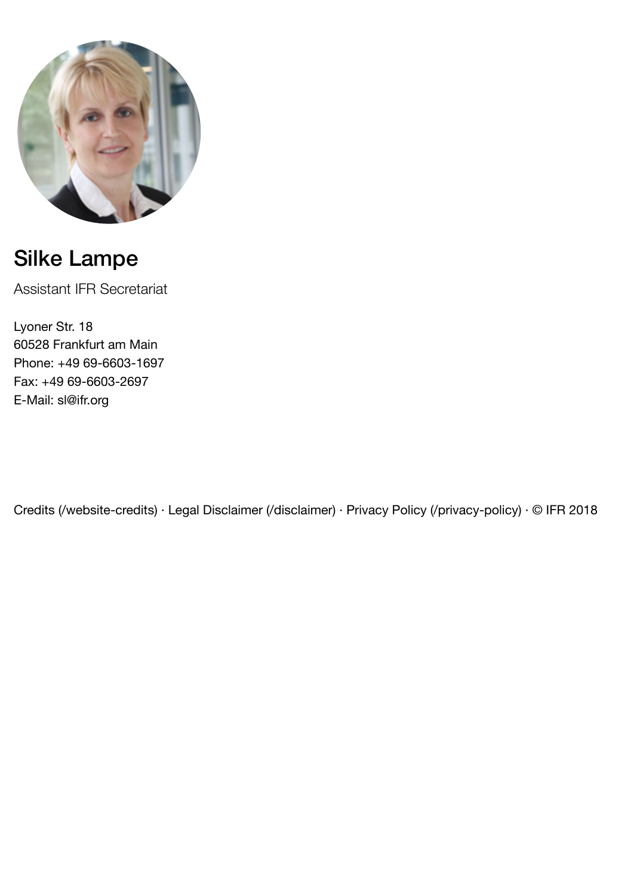## Silke Lampe

Assistant IFR Secretariat

Lyoner Str. 18
60528 Frankfurt am Main
Phone: +49 69-6603-1697
Fax: +49 69-6603-2697
E-Mail: sl@ifr.org

Credits (/website-credits) · Legal Disclaimer (/disclaimer) · Privacy Policy (/privacy-policy) · © IFR 2018